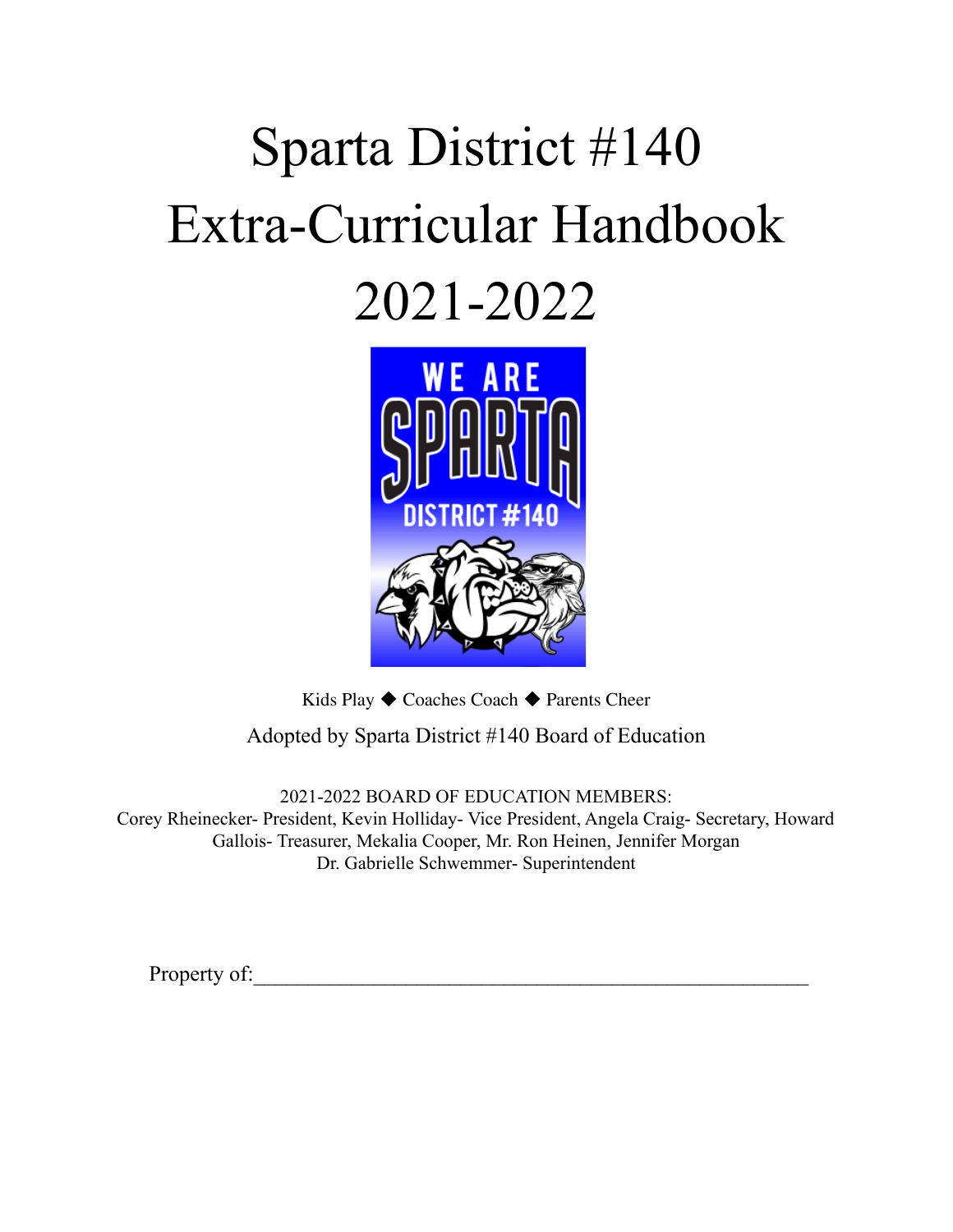# Sparta District #140
# Extra-Curricular Handbook
# 2021-2022

Kids Play ◆ Coaches Coach ◆ Parents Cheer

Adopted by Sparta District #140 Board of Education

2021-2022 BOARD OF EDUCATION MEMBERS:
Corey Rheinecker- President, Kevin Holliday- Vice President, Angela Craig- Secretary, Howard Gallois- Treasurer, Mekalia Cooper, Mr. Ron Heinen, Jennifer Morgan
Dr. Gabrielle Schwemmer- Superintendent

Property of:_______________________________________________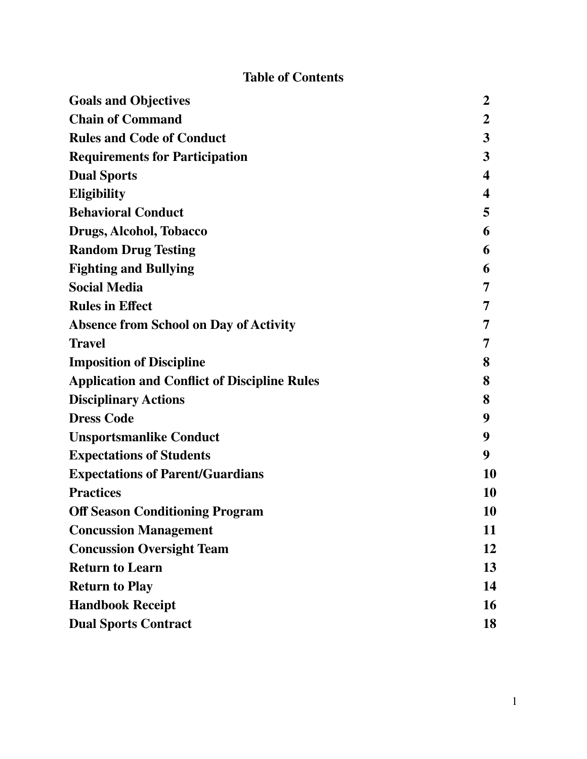# Table of Contents

| | |
|---|---|
| **Goals and Objectives** | **2** |
| **Chain of Command** | **2** |
| **Rules and Code of Conduct** | **3** |
| **Requirements for Participation** | **3** |
| **Dual Sports** | **4** |
| **Eligibility** | **4** |
| **Behavioral Conduct** | **5** |
| **Drugs, Alcohol, Tobacco** | **6** |
| **Random Drug Testing** | **6** |
| **Fighting and Bullying** | **6** |
| **Social Media** | **7** |
| **Rules in Effect** | **7** |
| **Absence from School on Day of Activity** | **7** |
| **Travel** | **7** |
| **Imposition of Discipline** | **8** |
| **Application and Conflict of Discipline Rules** | **8** |
| **Disciplinary Actions** | **8** |
| **Dress Code** | **9** |
| **Unsportsmanlike Conduct** | **9** |
| **Expectations of Students** | **9** |
| **Expectations of Parent/Guardians** | **10** |
| **Practices** | **10** |
| **Off Season Conditioning Program** | **10** |
| **Concussion Management** | **11** |
| **Concussion Oversight Team** | **12** |
| **Return to Learn** | **13** |
| **Return to Play** | **14** |
| **Handbook Receipt** | **16** |
| **Dual Sports Contract** | **18** |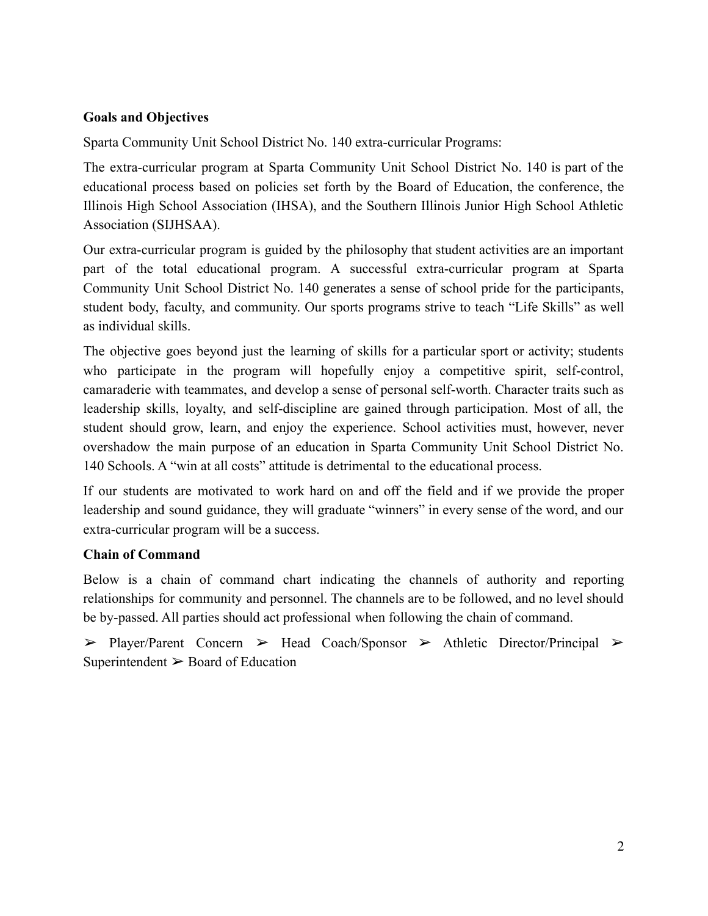**Goals and Objectives**

Sparta Community Unit School District No. 140 extra-curricular Programs:

The extra-curricular program at Sparta Community Unit School District No. 140 is part of the educational process based on policies set forth by the Board of Education, the conference, the Illinois High School Association (IHSA), and the Southern Illinois Junior High School Athletic Association (SIJHSAA).

Our extra-curricular program is guided by the philosophy that student activities are an important part of the total educational program. A successful extra-curricular program at Sparta Community Unit School District No. 140 generates a sense of school pride for the participants, student body, faculty, and community. Our sports programs strive to teach "Life Skills" as well as individual skills.

The objective goes beyond just the learning of skills for a particular sport or activity; students who participate in the program will hopefully enjoy a competitive spirit, self-control, camaraderie with teammates, and develop a sense of personal self-worth. Character traits such as leadership skills, loyalty, and self-discipline are gained through participation. Most of all, the student should grow, learn, and enjoy the experience. School activities must, however, never overshadow the main purpose of an education in Sparta Community Unit School District No. 140 Schools. A "win at all costs" attitude is detrimental to the educational process.

If our students are motivated to work hard on and off the field and if we provide the proper leadership and sound guidance, they will graduate "winners" in every sense of the word, and our extra-curricular program will be a success.

**Chain of Command**

Below is a chain of command chart indicating the channels of authority and reporting relationships for community and personnel. The channels are to be followed, and no level should be by-passed. All parties should act professional when following the chain of command.

➢ Player/Parent Concern ➢ Head Coach/Sponsor ➢ Athletic Director/Principal ➢ Superintendent ➢ Board of Education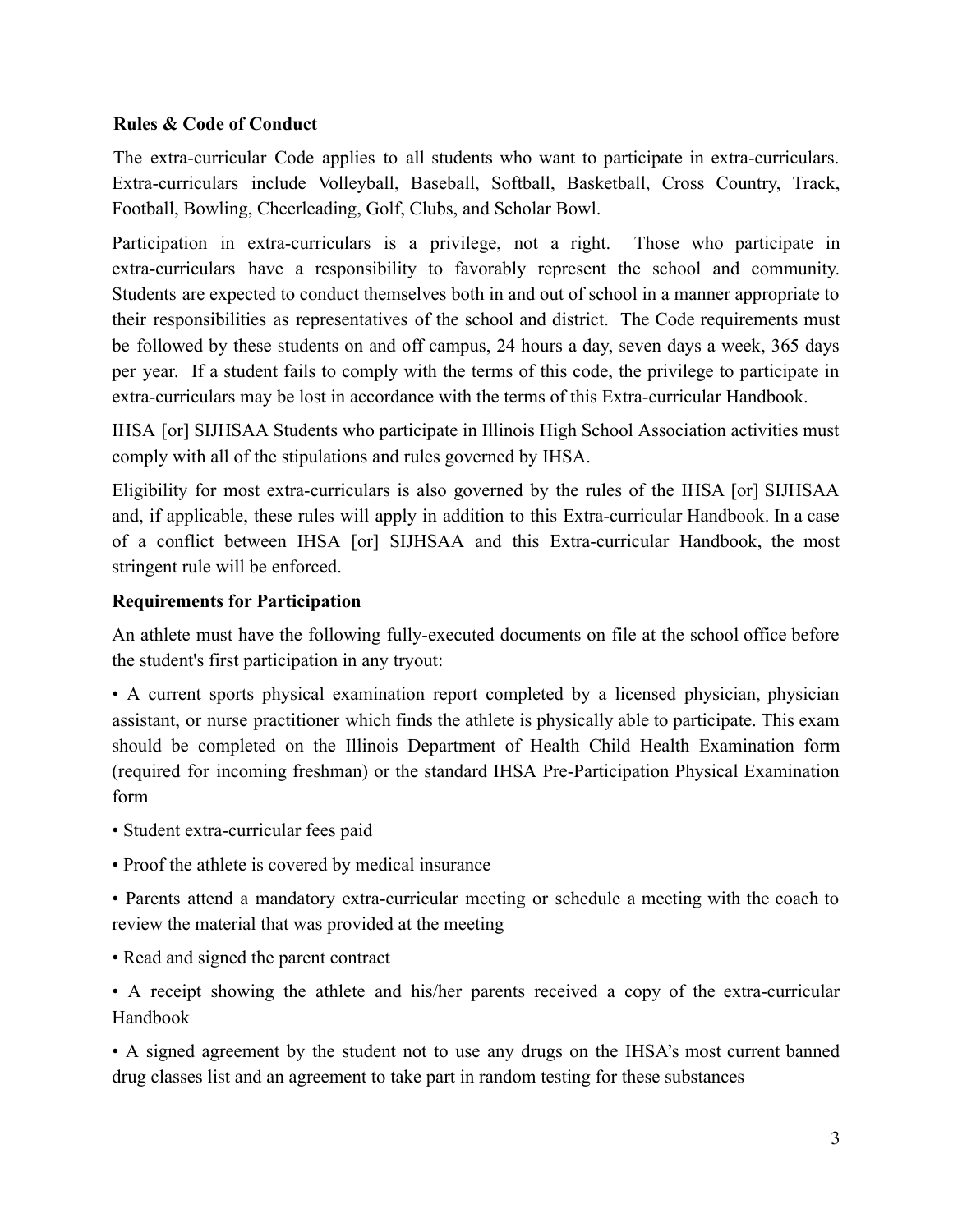### Rules & Code of Conduct

The extra-curricular Code applies to all students who want to participate in extra-curriculars. Extra-curriculars include Volleyball, Baseball, Softball, Basketball, Cross Country, Track, Football, Bowling, Cheerleading, Golf, Clubs, and Scholar Bowl.

Participation in extra-curriculars is a privilege, not a right. Those who participate in extra-curriculars have a responsibility to favorably represent the school and community. Students are expected to conduct themselves both in and out of school in a manner appropriate to their responsibilities as representatives of the school and district. The Code requirements must be followed by these students on and off campus, 24 hours a day, seven days a week, 365 days per year. If a student fails to comply with the terms of this code, the privilege to participate in extra-curriculars may be lost in accordance with the terms of this Extra-curricular Handbook.

IHSA [or] SIJHSAA Students who participate in Illinois High School Association activities must comply with all of the stipulations and rules governed by IHSA.

Eligibility for most extra-curriculars is also governed by the rules of the IHSA [or] SIJHSAA and, if applicable, these rules will apply in addition to this Extra-curricular Handbook. In a case of a conflict between IHSA [or] SIJHSAA and this Extra-curricular Handbook, the most stringent rule will be enforced.

### Requirements for Participation

An athlete must have the following fully-executed documents on file at the school office before the student's first participation in any tryout:

- A current sports physical examination report completed by a licensed physician, physician assistant, or nurse practitioner which finds the athlete is physically able to participate. This exam should be completed on the Illinois Department of Health Child Health Examination form (required for incoming freshman) or the standard IHSA Pre-Participation Physical Examination form
- Student extra-curricular fees paid
- Proof the athlete is covered by medical insurance
- Parents attend a mandatory extra-curricular meeting or schedule a meeting with the coach to review the material that was provided at the meeting
- Read and signed the parent contract
- A receipt showing the athlete and his/her parents received a copy of the extra-curricular Handbook
- A signed agreement by the student not to use any drugs on the IHSA's most current banned drug classes list and an agreement to take part in random testing for these substances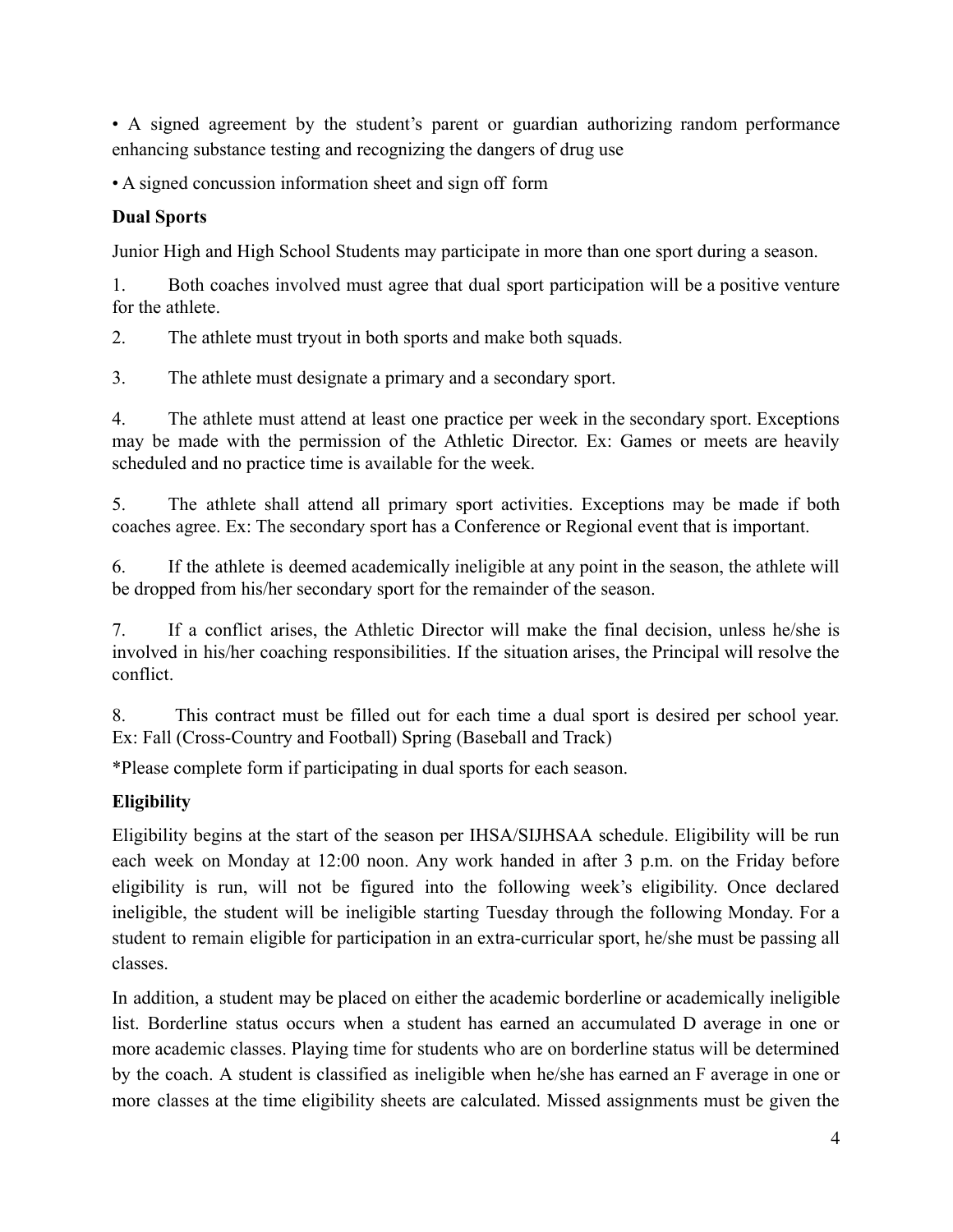• A signed agreement by the student's parent or guardian authorizing random performance enhancing substance testing and recognizing the dangers of drug use

• A signed concussion information sheet and sign off form

**Dual Sports**

Junior High and High School Students may participate in more than one sport during a season.

1. Both coaches involved must agree that dual sport participation will be a positive venture for the athlete.

2. The athlete must tryout in both sports and make both squads.

3. The athlete must designate a primary and a secondary sport.

4. The athlete must attend at least one practice per week in the secondary sport. Exceptions may be made with the permission of the Athletic Director. Ex: Games or meets are heavily scheduled and no practice time is available for the week.

5. The athlete shall attend all primary sport activities. Exceptions may be made if both coaches agree. Ex: The secondary sport has a Conference or Regional event that is important.

6. If the athlete is deemed academically ineligible at any point in the season, the athlete will be dropped from his/her secondary sport for the remainder of the season.

7. If a conflict arises, the Athletic Director will make the final decision, unless he/she is involved in his/her coaching responsibilities. If the situation arises, the Principal will resolve the conflict.

8. This contract must be filled out for each time a dual sport is desired per school year. Ex: Fall (Cross-Country and Football) Spring (Baseball and Track)

*Please complete form if participating in dual sports for each season.

**Eligibility**

Eligibility begins at the start of the season per IHSA/SIJHSAA schedule. Eligibility will be run each week on Monday at 12:00 noon. Any work handed in after 3 p.m. on the Friday before eligibility is run, will not be figured into the following week's eligibility. Once declared ineligible, the student will be ineligible starting Tuesday through the following Monday. For a student to remain eligible for participation in an extra-curricular sport, he/she must be passing all classes.

In addition, a student may be placed on either the academic borderline or academically ineligible list. Borderline status occurs when a student has earned an accumulated D average in one or more academic classes. Playing time for students who are on borderline status will be determined by the coach. A student is classified as ineligible when he/she has earned an F average in one or more classes at the time eligibility sheets are calculated. Missed assignments must be given the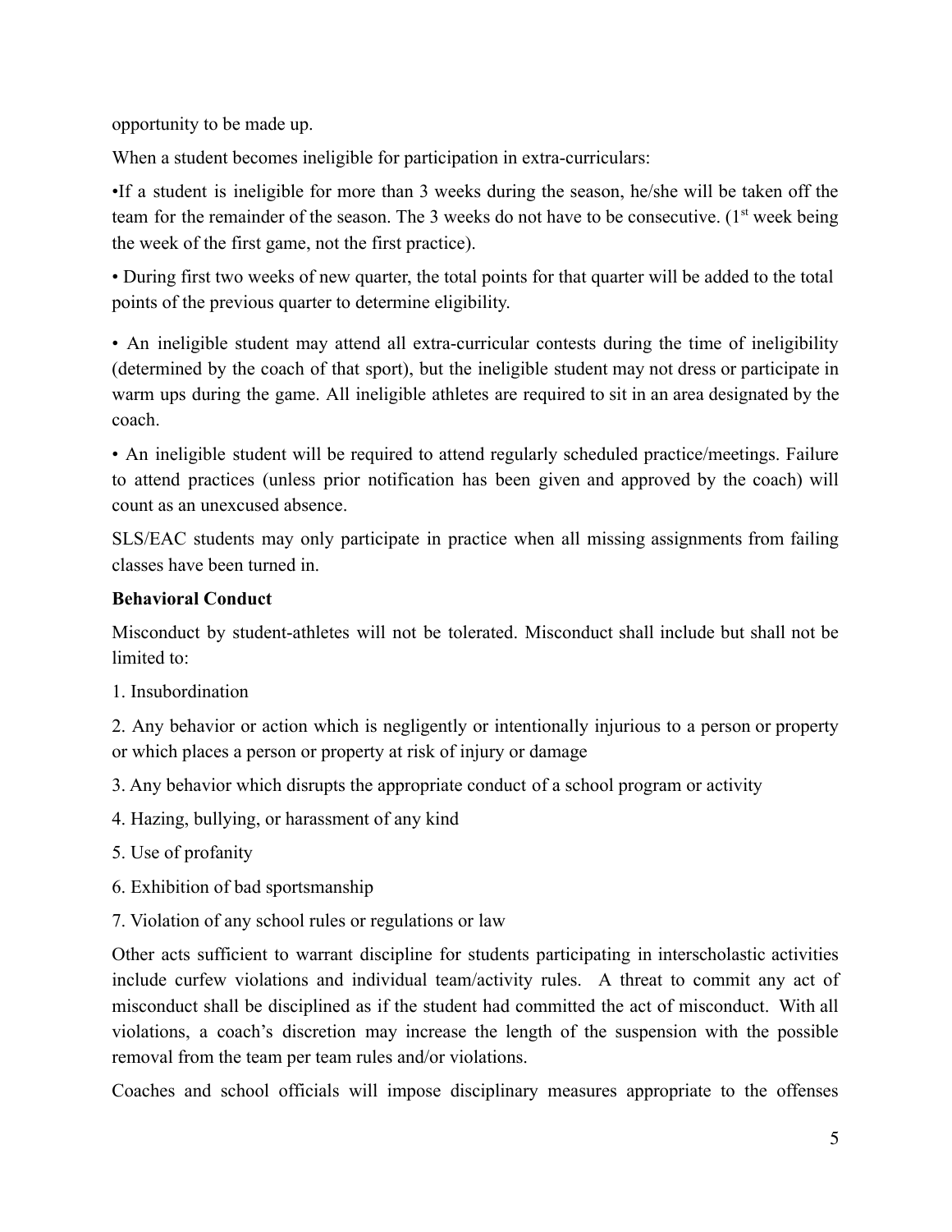opportunity to be made up.

When a student becomes ineligible for participation in extra-curriculars:

•If a student is ineligible for more than 3 weeks during the season, he/she will be taken off the team for the remainder of the season. The 3 weeks do not have to be consecutive. (1st week being the week of the first game, not the first practice).

• During first two weeks of new quarter, the total points for that quarter will be added to the total points of the previous quarter to determine eligibility.

• An ineligible student may attend all extra-curricular contests during the time of ineligibility (determined by the coach of that sport), but the ineligible student may not dress or participate in warm ups during the game. All ineligible athletes are required to sit in an area designated by the coach.

• An ineligible student will be required to attend regularly scheduled practice/meetings. Failure to attend practices (unless prior notification has been given and approved by the coach) will count as an unexcused absence.

SLS/EAC students may only participate in practice when all missing assignments from failing classes have been turned in.

**Behavioral Conduct**

Misconduct by student-athletes will not be tolerated. Misconduct shall include but shall not be limited to:

1. Insubordination

2. Any behavior or action which is negligently or intentionally injurious to a person or property or which places a person or property at risk of injury or damage

3. Any behavior which disrupts the appropriate conduct of a school program or activity

4. Hazing, bullying, or harassment of any kind

5. Use of profanity

6. Exhibition of bad sportsmanship

7. Violation of any school rules or regulations or law

Other acts sufficient to warrant discipline for students participating in interscholastic activities include curfew violations and individual team/activity rules. A threat to commit any act of misconduct shall be disciplined as if the student had committed the act of misconduct. With all violations, a coach's discretion may increase the length of the suspension with the possible removal from the team per team rules and/or violations.

Coaches and school officials will impose disciplinary measures appropriate to the offenses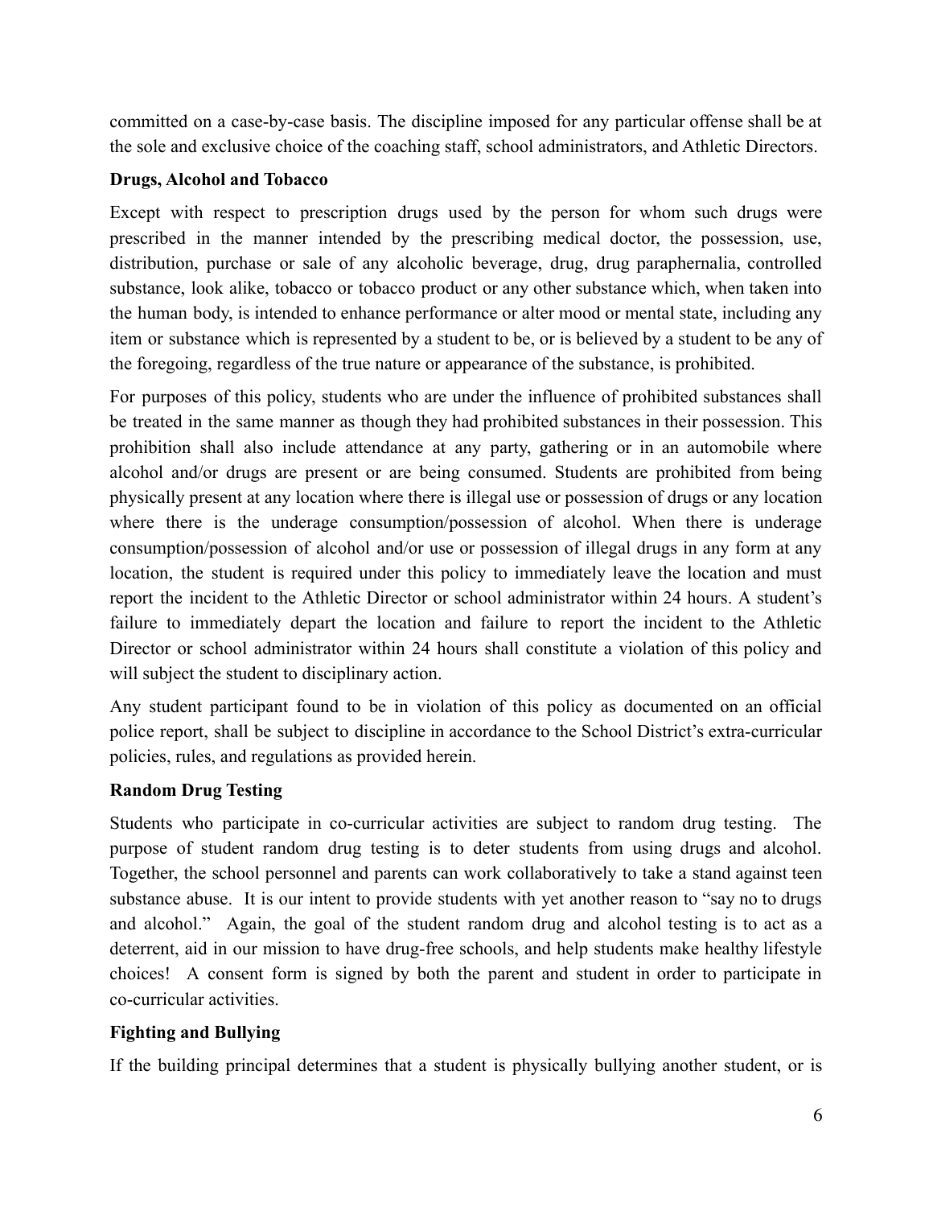committed on a case-by-case basis. The discipline imposed for any particular offense shall be at the sole and exclusive choice of the coaching staff, school administrators, and Athletic Directors.

**Drugs, Alcohol and Tobacco**

Except with respect to prescription drugs used by the person for whom such drugs were prescribed in the manner intended by the prescribing medical doctor, the possession, use, distribution, purchase or sale of any alcoholic beverage, drug, drug paraphernalia, controlled substance, look alike, tobacco or tobacco product or any other substance which, when taken into the human body, is intended to enhance performance or alter mood or mental state, including any item or substance which is represented by a student to be, or is believed by a student to be any of the foregoing, regardless of the true nature or appearance of the substance, is prohibited.

For purposes of this policy, students who are under the influence of prohibited substances shall be treated in the same manner as though they had prohibited substances in their possession. This prohibition shall also include attendance at any party, gathering or in an automobile where alcohol and/or drugs are present or are being consumed. Students are prohibited from being physically present at any location where there is illegal use or possession of drugs or any location where there is the underage consumption/possession of alcohol. When there is underage consumption/possession of alcohol and/or use or possession of illegal drugs in any form at any location, the student is required under this policy to immediately leave the location and must report the incident to the Athletic Director or school administrator within 24 hours. A student's failure to immediately depart the location and failure to report the incident to the Athletic Director or school administrator within 24 hours shall constitute a violation of this policy and will subject the student to disciplinary action.

Any student participant found to be in violation of this policy as documented on an official police report, shall be subject to discipline in accordance to the School District's extra-curricular policies, rules, and regulations as provided herein.

**Random Drug Testing**

Students who participate in co-curricular activities are subject to random drug testing. The purpose of student random drug testing is to deter students from using drugs and alcohol. Together, the school personnel and parents can work collaboratively to take a stand against teen substance abuse. It is our intent to provide students with yet another reason to "say no to drugs and alcohol." Again, the goal of the student random drug and alcohol testing is to act as a deterrent, aid in our mission to have drug-free schools, and help students make healthy lifestyle choices! A consent form is signed by both the parent and student in order to participate in co-curricular activities.

**Fighting and Bullying**

If the building principal determines that a student is physically bullying another student, or is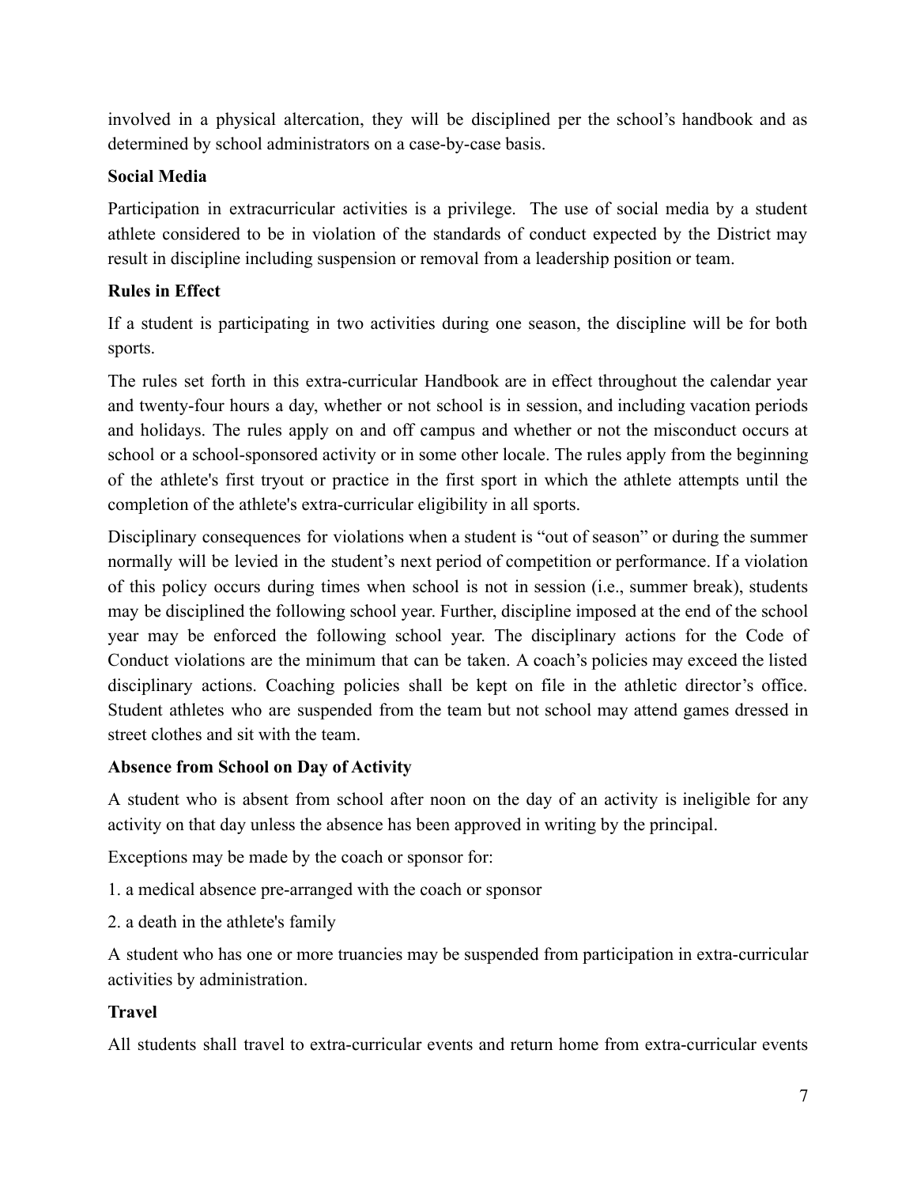involved in a physical altercation, they will be disciplined per the school's handbook and as determined by school administrators on a case-by-case basis.

**Social Media**

Participation in extracurricular activities is a privilege. The use of social media by a student athlete considered to be in violation of the standards of conduct expected by the District may result in discipline including suspension or removal from a leadership position or team.

**Rules in Effect**

If a student is participating in two activities during one season, the discipline will be for both sports.

The rules set forth in this extra-curricular Handbook are in effect throughout the calendar year and twenty-four hours a day, whether or not school is in session, and including vacation periods and holidays. The rules apply on and off campus and whether or not the misconduct occurs at school or a school-sponsored activity or in some other locale. The rules apply from the beginning of the athlete's first tryout or practice in the first sport in which the athlete attempts until the completion of the athlete's extra-curricular eligibility in all sports.

Disciplinary consequences for violations when a student is "out of season" or during the summer normally will be levied in the student's next period of competition or performance. If a violation of this policy occurs during times when school is not in session (i.e., summer break), students may be disciplined the following school year. Further, discipline imposed at the end of the school year may be enforced the following school year. The disciplinary actions for the Code of Conduct violations are the minimum that can be taken. A coach's policies may exceed the listed disciplinary actions. Coaching policies shall be kept on file in the athletic director's office. Student athletes who are suspended from the team but not school may attend games dressed in street clothes and sit with the team.

**Absence from School on Day of Activity**

A student who is absent from school after noon on the day of an activity is ineligible for any activity on that day unless the absence has been approved in writing by the principal.

Exceptions may be made by the coach or sponsor for:

1. a medical absence pre-arranged with the coach or sponsor
2. a death in the athlete's family

A student who has one or more truancies may be suspended from participation in extra-curricular activities by administration.

**Travel**

All students shall travel to extra-curricular events and return home from extra-curricular events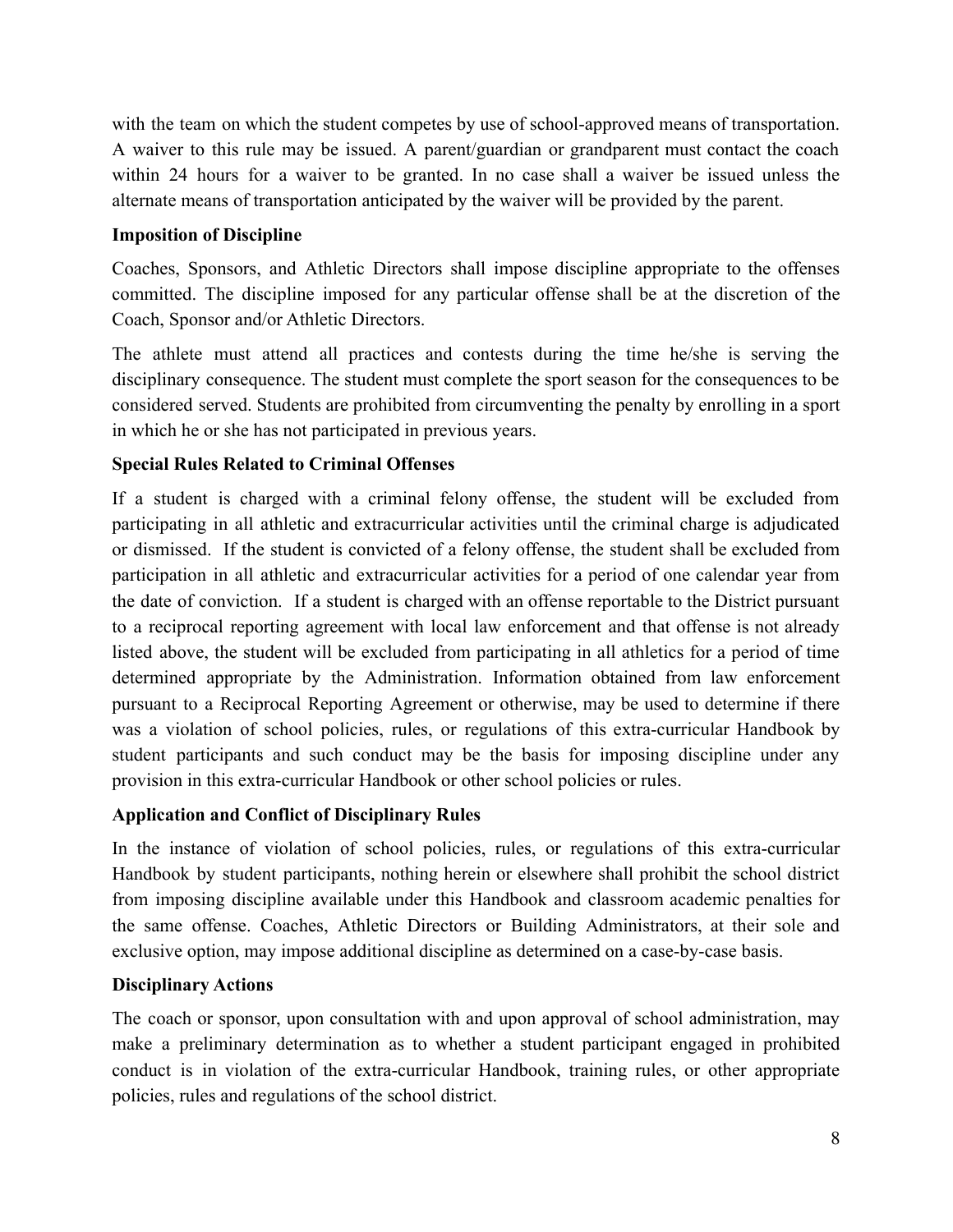with the team on which the student competes by use of school-approved means of transportation. A waiver to this rule may be issued. A parent/guardian or grandparent must contact the coach within 24 hours for a waiver to be granted. In no case shall a waiver be issued unless the alternate means of transportation anticipated by the waiver will be provided by the parent.

**Imposition of Discipline**

Coaches, Sponsors, and Athletic Directors shall impose discipline appropriate to the offenses committed. The discipline imposed for any particular offense shall be at the discretion of the Coach, Sponsor and/or Athletic Directors.

The athlete must attend all practices and contests during the time he/she is serving the disciplinary consequence. The student must complete the sport season for the consequences to be considered served. Students are prohibited from circumventing the penalty by enrolling in a sport in which he or she has not participated in previous years.

**Special Rules Related to Criminal Offenses**

If a student is charged with a criminal felony offense, the student will be excluded from participating in all athletic and extracurricular activities until the criminal charge is adjudicated or dismissed. If the student is convicted of a felony offense, the student shall be excluded from participation in all athletic and extracurricular activities for a period of one calendar year from the date of conviction. If a student is charged with an offense reportable to the District pursuant to a reciprocal reporting agreement with local law enforcement and that offense is not already listed above, the student will be excluded from participating in all athletics for a period of time determined appropriate by the Administration. Information obtained from law enforcement pursuant to a Reciprocal Reporting Agreement or otherwise, may be used to determine if there was a violation of school policies, rules, or regulations of this extra-curricular Handbook by student participants and such conduct may be the basis for imposing discipline under any provision in this extra-curricular Handbook or other school policies or rules.

**Application and Conflict of Disciplinary Rules**

In the instance of violation of school policies, rules, or regulations of this extra-curricular Handbook by student participants, nothing herein or elsewhere shall prohibit the school district from imposing discipline available under this Handbook and classroom academic penalties for the same offense. Coaches, Athletic Directors or Building Administrators, at their sole and exclusive option, may impose additional discipline as determined on a case-by-case basis.

**Disciplinary Actions**

The coach or sponsor, upon consultation with and upon approval of school administration, may make a preliminary determination as to whether a student participant engaged in prohibited conduct is in violation of the extra-curricular Handbook, training rules, or other appropriate policies, rules and regulations of the school district.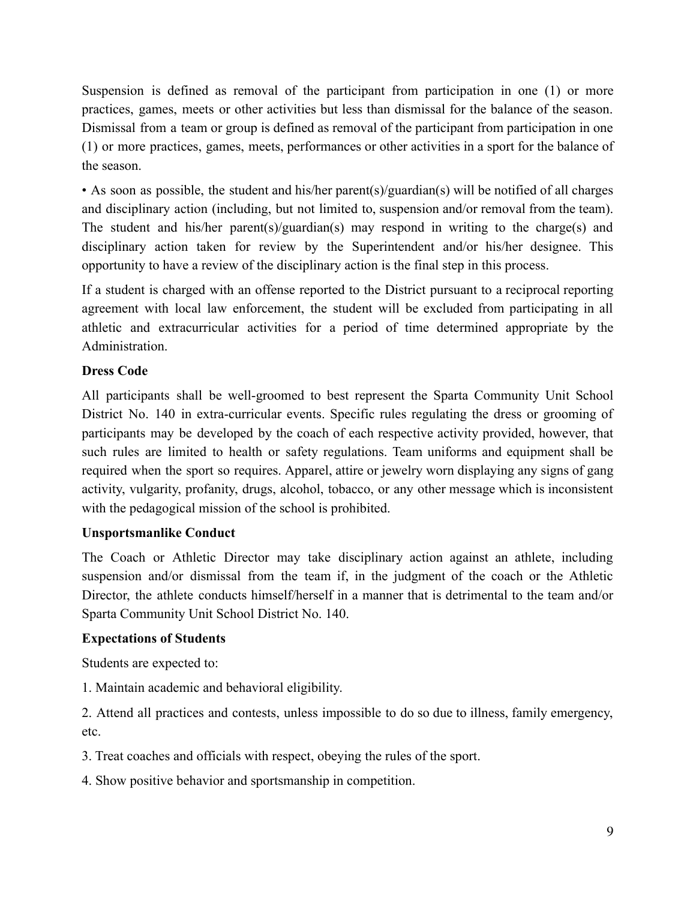Suspension is defined as removal of the participant from participation in one (1) or more practices, games, meets or other activities but less than dismissal for the balance of the season. Dismissal from a team or group is defined as removal of the participant from participation in one (1) or more practices, games, meets, performances or other activities in a sport for the balance of the season.

• As soon as possible, the student and his/her parent(s)/guardian(s) will be notified of all charges and disciplinary action (including, but not limited to, suspension and/or removal from the team). The student and his/her parent(s)/guardian(s) may respond in writing to the charge(s) and disciplinary action taken for review by the Superintendent and/or his/her designee. This opportunity to have a review of the disciplinary action is the final step in this process.

If a student is charged with an offense reported to the District pursuant to a reciprocal reporting agreement with local law enforcement, the student will be excluded from participating in all athletic and extracurricular activities for a period of time determined appropriate by the Administration.

**Dress Code**

All participants shall be well-groomed to best represent the Sparta Community Unit School District No. 140 in extra-curricular events. Specific rules regulating the dress or grooming of participants may be developed by the coach of each respective activity provided, however, that such rules are limited to health or safety regulations. Team uniforms and equipment shall be required when the sport so requires. Apparel, attire or jewelry worn displaying any signs of gang activity, vulgarity, profanity, drugs, alcohol, tobacco, or any other message which is inconsistent with the pedagogical mission of the school is prohibited.

**Unsportsmanlike Conduct**

The Coach or Athletic Director may take disciplinary action against an athlete, including suspension and/or dismissal from the team if, in the judgment of the coach or the Athletic Director, the athlete conducts himself/herself in a manner that is detrimental to the team and/or Sparta Community Unit School District No. 140.

**Expectations of Students**

Students are expected to:

1. Maintain academic and behavioral eligibility.

2. Attend all practices and contests, unless impossible to do so due to illness, family emergency, etc.

3. Treat coaches and officials with respect, obeying the rules of the sport.

4. Show positive behavior and sportsmanship in competition.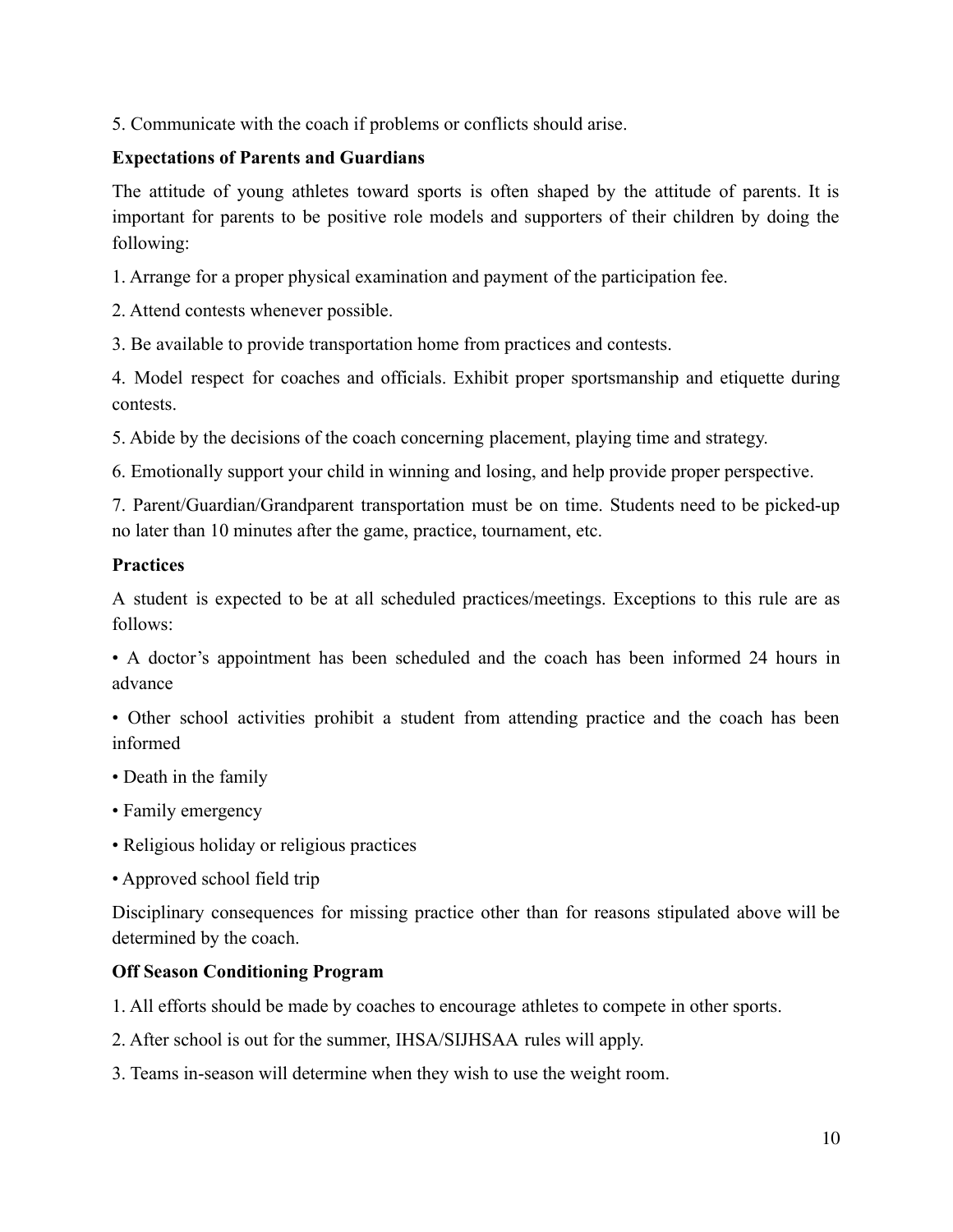5. Communicate with the coach if problems or conflicts should arise.

**Expectations of Parents and Guardians**

The attitude of young athletes toward sports is often shaped by the attitude of parents. It is important for parents to be positive role models and supporters of their children by doing the following:

1. Arrange for a proper physical examination and payment of the participation fee.

2. Attend contests whenever possible.

3. Be available to provide transportation home from practices and contests.

4. Model respect for coaches and officials. Exhibit proper sportsmanship and etiquette during contests.

5. Abide by the decisions of the coach concerning placement, playing time and strategy.

6. Emotionally support your child in winning and losing, and help provide proper perspective.

7. Parent/Guardian/Grandparent transportation must be on time. Students need to be picked-up no later than 10 minutes after the game, practice, tournament, etc.

**Practices**

A student is expected to be at all scheduled practices/meetings. Exceptions to this rule are as follows:

- A doctor's appointment has been scheduled and the coach has been informed 24 hours in advance
- Other school activities prohibit a student from attending practice and the coach has been informed
- Death in the family
- Family emergency
- Religious holiday or religious practices
- Approved school field trip

Disciplinary consequences for missing practice other than for reasons stipulated above will be determined by the coach.

**Off Season Conditioning Program**

1. All efforts should be made by coaches to encourage athletes to compete in other sports.

2. After school is out for the summer, IHSA/SIJHSAA rules will apply.

3. Teams in-season will determine when they wish to use the weight room.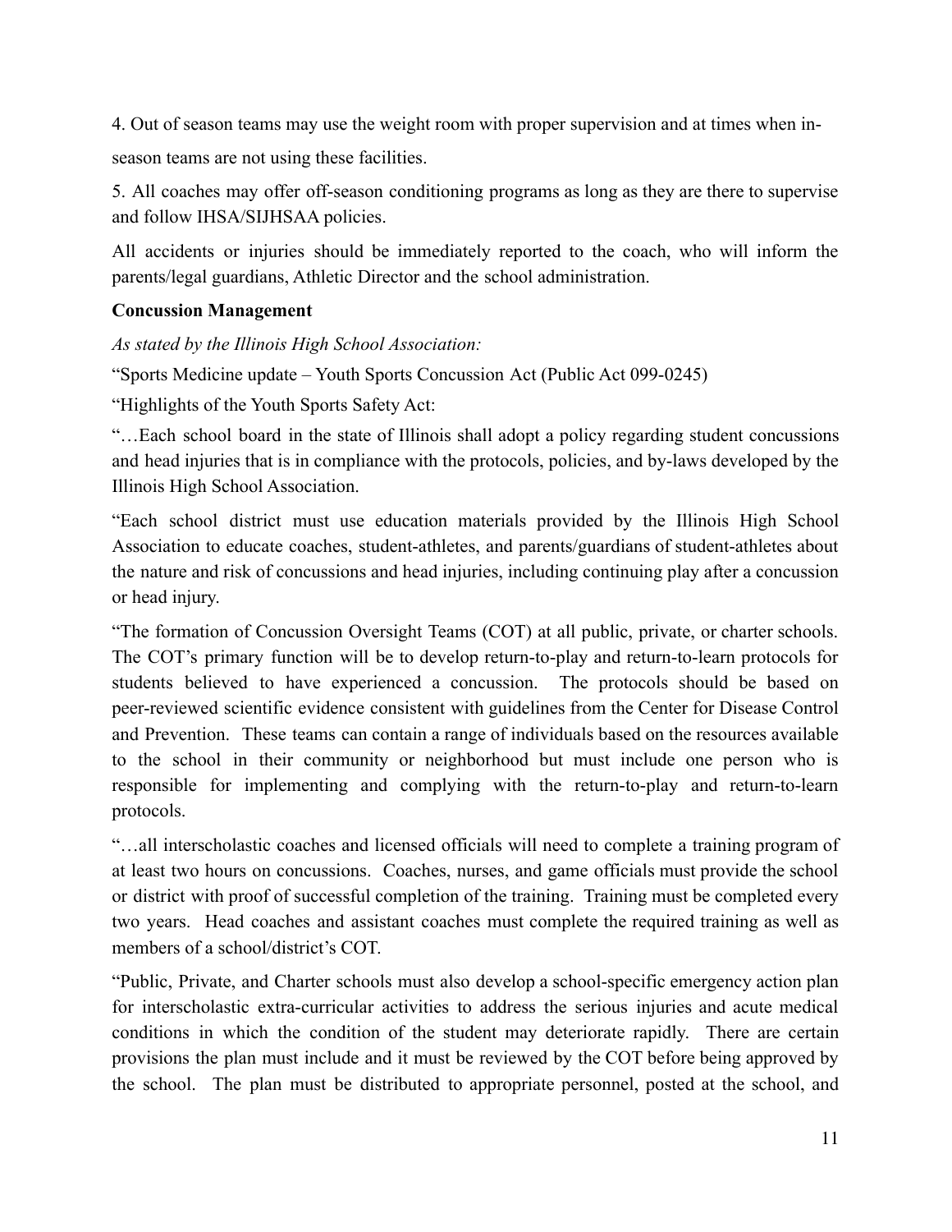4. Out of season teams may use the weight room with proper supervision and at times when in-season teams are not using these facilities.

5. All coaches may offer off-season conditioning programs as long as they are there to supervise and follow IHSA/SIJHSAA policies.

All accidents or injuries should be immediately reported to the coach, who will inform the parents/legal guardians, Athletic Director and the school administration.

**Concussion Management**

*As stated by the Illinois High School Association:*

"Sports Medicine update – Youth Sports Concussion Act (Public Act 099-0245)

"Highlights of the Youth Sports Safety Act:

"…Each school board in the state of Illinois shall adopt a policy regarding student concussions and head injuries that is in compliance with the protocols, policies, and by-laws developed by the Illinois High School Association.

"Each school district must use education materials provided by the Illinois High School Association to educate coaches, student-athletes, and parents/guardians of student-athletes about the nature and risk of concussions and head injuries, including continuing play after a concussion or head injury.

"The formation of Concussion Oversight Teams (COT) at all public, private, or charter schools. The COT's primary function will be to develop return-to-play and return-to-learn protocols for students believed to have experienced a concussion. The protocols should be based on peer-reviewed scientific evidence consistent with guidelines from the Center for Disease Control and Prevention. These teams can contain a range of individuals based on the resources available to the school in their community or neighborhood but must include one person who is responsible for implementing and complying with the return-to-play and return-to-learn protocols.

"…all interscholastic coaches and licensed officials will need to complete a training program of at least two hours on concussions. Coaches, nurses, and game officials must provide the school or district with proof of successful completion of the training. Training must be completed every two years. Head coaches and assistant coaches must complete the required training as well as members of a school/district's COT.

"Public, Private, and Charter schools must also develop a school-specific emergency action plan for interscholastic extra-curricular activities to address the serious injuries and acute medical conditions in which the condition of the student may deteriorate rapidly. There are certain provisions the plan must include and it must be reviewed by the COT before being approved by the school. The plan must be distributed to appropriate personnel, posted at the school, and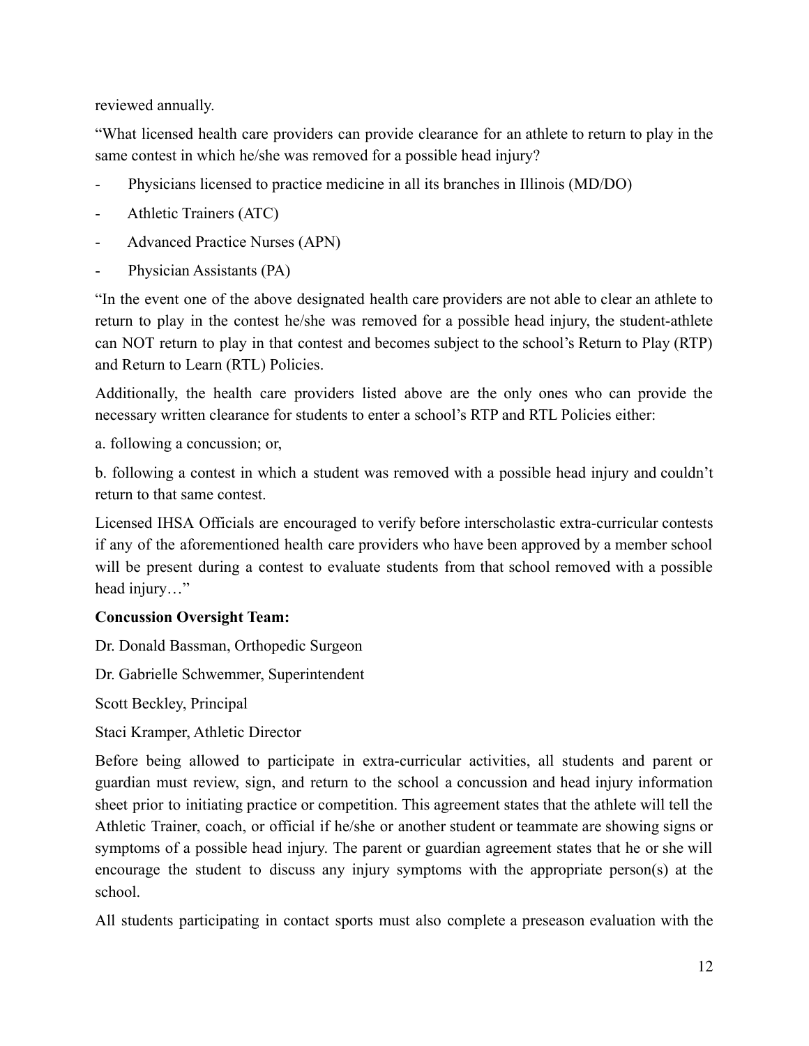reviewed annually.

“What licensed health care providers can provide clearance for an athlete to return to play in the same contest in which he/she was removed for a possible head injury?

- Physicians licensed to practice medicine in all its branches in Illinois (MD/DO)
- Athletic Trainers (ATC)
- Advanced Practice Nurses (APN)
- Physician Assistants (PA)

“In the event one of the above designated health care providers are not able to clear an athlete to return to play in the contest he/she was removed for a possible head injury, the student-athlete can NOT return to play in that contest and becomes subject to the school’s Return to Play (RTP) and Return to Learn (RTL) Policies.

Additionally, the health care providers listed above are the only ones who can provide the necessary written clearance for students to enter a school’s RTP and RTL Policies either:

a. following a concussion; or,

b. following a contest in which a student was removed with a possible head injury and couldn’t return to that same contest.

Licensed IHSA Officials are encouraged to verify before interscholastic extra-curricular contests if any of the aforementioned health care providers who have been approved by a member school will be present during a contest to evaluate students from that school removed with a possible head injury…”

**Concussion Oversight Team:**

Dr. Donald Bassman, Orthopedic Surgeon

Dr. Gabrielle Schwemmer, Superintendent

Scott Beckley, Principal

Staci Kramper, Athletic Director

Before being allowed to participate in extra-curricular activities, all students and parent or guardian must review, sign, and return to the school a concussion and head injury information sheet prior to initiating practice or competition. This agreement states that the athlete will tell the Athletic Trainer, coach, or official if he/she or another student or teammate are showing signs or symptoms of a possible head injury. The parent or guardian agreement states that he or she will encourage the student to discuss any injury symptoms with the appropriate person(s) at the school.

All students participating in contact sports must also complete a preseason evaluation with the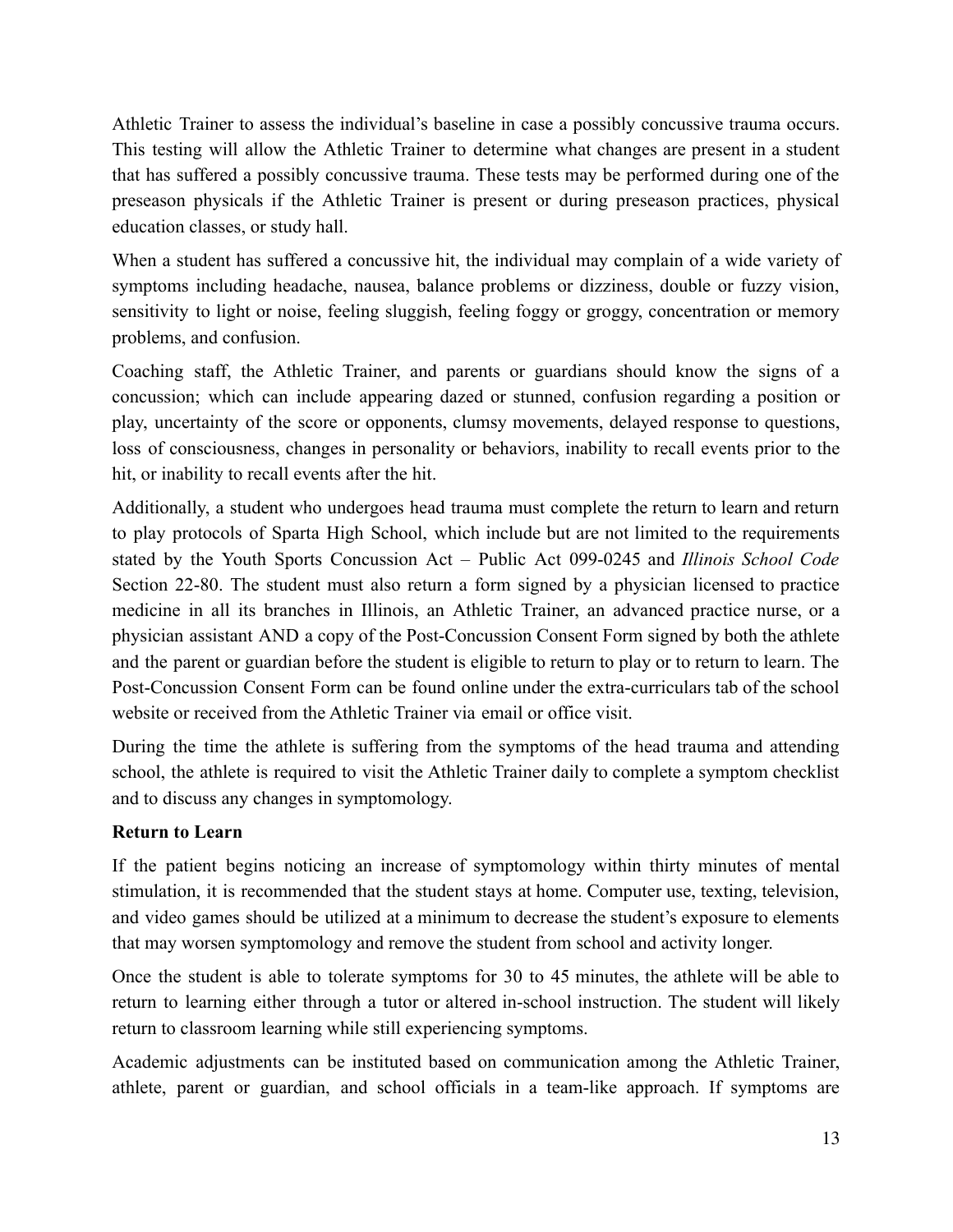Athletic Trainer to assess the individual's baseline in case a possibly concussive trauma occurs. This testing will allow the Athletic Trainer to determine what changes are present in a student that has suffered a possibly concussive trauma. These tests may be performed during one of the preseason physicals if the Athletic Trainer is present or during preseason practices, physical education classes, or study hall.

When a student has suffered a concussive hit, the individual may complain of a wide variety of symptoms including headache, nausea, balance problems or dizziness, double or fuzzy vision, sensitivity to light or noise, feeling sluggish, feeling foggy or groggy, concentration or memory problems, and confusion.

Coaching staff, the Athletic Trainer, and parents or guardians should know the signs of a concussion; which can include appearing dazed or stunned, confusion regarding a position or play, uncertainty of the score or opponents, clumsy movements, delayed response to questions, loss of consciousness, changes in personality or behaviors, inability to recall events prior to the hit, or inability to recall events after the hit.

Additionally, a student who undergoes head trauma must complete the return to learn and return to play protocols of Sparta High School, which include but are not limited to the requirements stated by the Youth Sports Concussion Act – Public Act 099-0245 and *Illinois School Code* Section 22-80. The student must also return a form signed by a physician licensed to practice medicine in all its branches in Illinois, an Athletic Trainer, an advanced practice nurse, or a physician assistant AND a copy of the Post-Concussion Consent Form signed by both the athlete and the parent or guardian before the student is eligible to return to play or to return to learn. The Post-Concussion Consent Form can be found online under the extra-curriculars tab of the school website or received from the Athletic Trainer via email or office visit.

During the time the athlete is suffering from the symptoms of the head trauma and attending school, the athlete is required to visit the Athletic Trainer daily to complete a symptom checklist and to discuss any changes in symptomology.

**Return to Learn**

If the patient begins noticing an increase of symptomology within thirty minutes of mental stimulation, it is recommended that the student stays at home. Computer use, texting, television, and video games should be utilized at a minimum to decrease the student's exposure to elements that may worsen symptomology and remove the student from school and activity longer.

Once the student is able to tolerate symptoms for 30 to 45 minutes, the athlete will be able to return to learning either through a tutor or altered in-school instruction. The student will likely return to classroom learning while still experiencing symptoms.

Academic adjustments can be instituted based on communication among the Athletic Trainer, athlete, parent or guardian, and school officials in a team-like approach. If symptoms are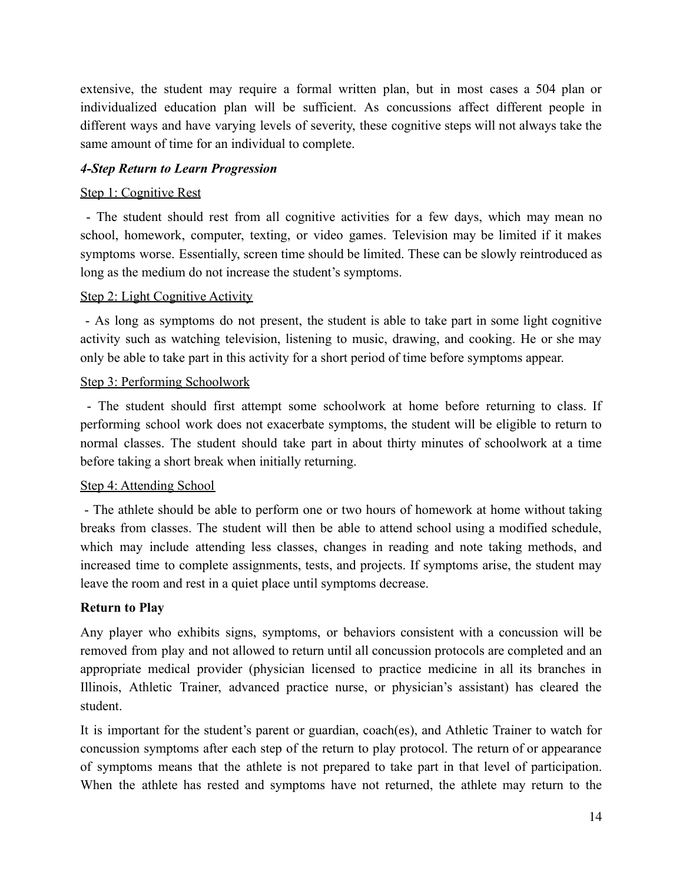extensive, the student may require a formal written plan, but in most cases a 504 plan or individualized education plan will be sufficient. As concussions affect different people in different ways and have varying levels of severity, these cognitive steps will not always take the same amount of time for an individual to complete.

***4-Step Return to Learn Progression***

<u>Step 1: Cognitive Rest</u>

- The student should rest from all cognitive activities for a few days, which may mean no school, homework, computer, texting, or video games. Television may be limited if it makes symptoms worse. Essentially, screen time should be limited. These can be slowly reintroduced as long as the medium do not increase the student's symptoms.

<u>Step 2: Light Cognitive Activity</u>

- As long as symptoms do not present, the student is able to take part in some light cognitive activity such as watching television, listening to music, drawing, and cooking. He or she may only be able to take part in this activity for a short period of time before symptoms appear.

<u>Step 3: Performing Schoolwork</u>

- The student should first attempt some schoolwork at home before returning to class. If performing school work does not exacerbate symptoms, the student will be eligible to return to normal classes. The student should take part in about thirty minutes of schoolwork at a time before taking a short break when initially returning.

<u>Step 4: Attending School</u>

- The athlete should be able to perform one or two hours of homework at home without taking breaks from classes. The student will then be able to attend school using a modified schedule, which may include attending less classes, changes in reading and note taking methods, and increased time to complete assignments, tests, and projects. If symptoms arise, the student may leave the room and rest in a quiet place until symptoms decrease.

**Return to Play**

Any player who exhibits signs, symptoms, or behaviors consistent with a concussion will be removed from play and not allowed to return until all concussion protocols are completed and an appropriate medical provider (physician licensed to practice medicine in all its branches in Illinois, Athletic Trainer, advanced practice nurse, or physician's assistant) has cleared the student.

It is important for the student's parent or guardian, coach(es), and Athletic Trainer to watch for concussion symptoms after each step of the return to play protocol. The return of or appearance of symptoms means that the athlete is not prepared to take part in that level of participation. When the athlete has rested and symptoms have not returned, the athlete may return to the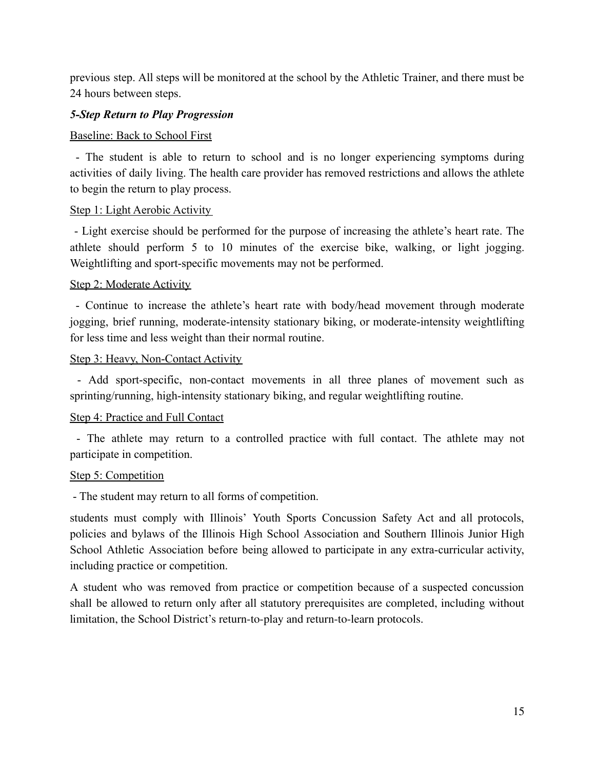previous step. All steps will be monitored at the school by the Athletic Trainer, and there must be 24 hours between steps.

***5-Step Return to Play Progression***

<u>Baseline: Back to School First</u>

- The student is able to return to school and is no longer experiencing symptoms during activities of daily living. The health care provider has removed restrictions and allows the athlete to begin the return to play process.

<u>Step 1: Light Aerobic Activity</u>

- Light exercise should be performed for the purpose of increasing the athlete's heart rate. The athlete should perform 5 to 10 minutes of the exercise bike, walking, or light jogging. Weightlifting and sport-specific movements may not be performed.

<u>Step 2: Moderate Activity</u>

- Continue to increase the athlete's heart rate with body/head movement through moderate jogging, brief running, moderate-intensity stationary biking, or moderate-intensity weightlifting for less time and less weight than their normal routine.

<u>Step 3: Heavy, Non-Contact Activity</u>

- Add sport-specific, non-contact movements in all three planes of movement such as sprinting/running, high-intensity stationary biking, and regular weightlifting routine.

<u>Step 4: Practice and Full Contact</u>

- The athlete may return to a controlled practice with full contact. The athlete may not participate in competition.

<u>Step 5: Competition</u>

- The student may return to all forms of competition.

students must comply with Illinois' Youth Sports Concussion Safety Act and all protocols, policies and bylaws of the Illinois High School Association and Southern Illinois Junior High School Athletic Association before being allowed to participate in any extra-curricular activity, including practice or competition.

A student who was removed from practice or competition because of a suspected concussion shall be allowed to return only after all statutory prerequisites are completed, including without limitation, the School District's return-to-play and return-to-learn protocols.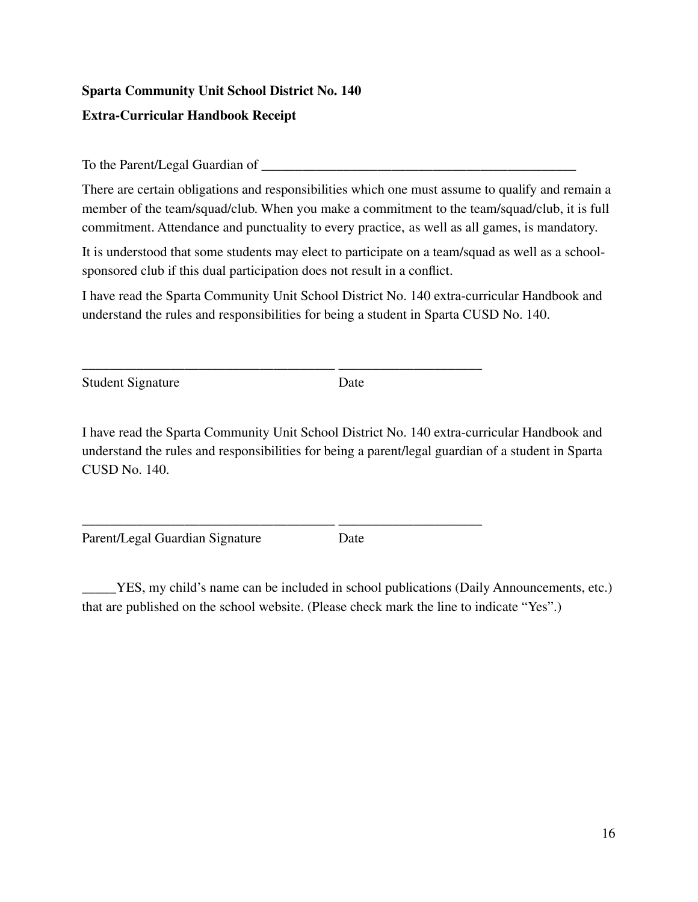**Sparta Community Unit School District No. 140**

**Extra-Curricular Handbook Receipt**

To the Parent/Legal Guardian of ________________________________________________

There are certain obligations and responsibilities which one must assume to qualify and remain a member of the team/squad/club. When you make a commitment to the team/squad/club, it is full commitment. Attendance and punctuality to every practice, as well as all games, is mandatory.

It is understood that some students may elect to participate on a team/squad as well as a school-sponsored club if this dual participation does not result in a conflict.

I have read the Sparta Community Unit School District No. 140 extra-curricular Handbook and understand the rules and responsibilities for being a student in Sparta CUSD No. 140.

______________________________________ ____________________

Student Signature Date

I have read the Sparta Community Unit School District No. 140 extra-curricular Handbook and understand the rules and responsibilities for being a parent/legal guardian of a student in Sparta CUSD No. 140.

______________________________________ ____________________

Parent/Legal Guardian Signature Date

_____YES, my child's name can be included in school publications (Daily Announcements, etc.) that are published on the school website. (Please check mark the line to indicate "Yes".)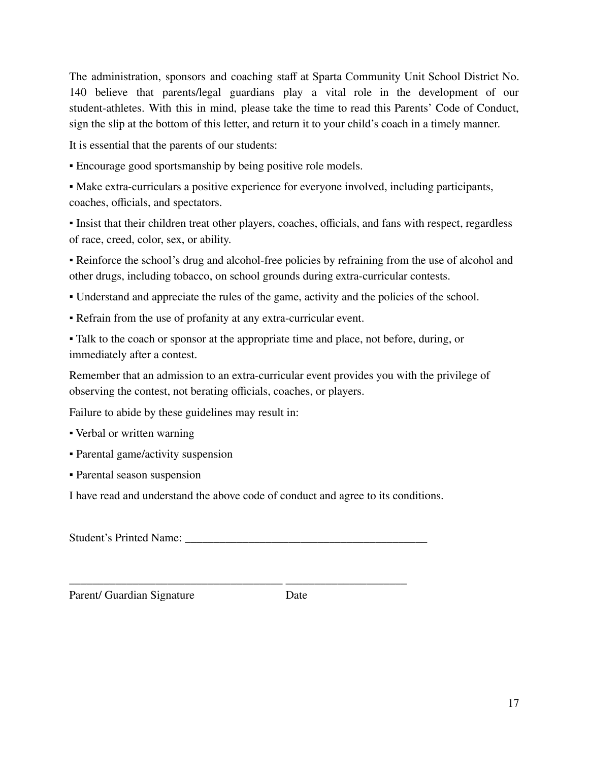The administration, sponsors and coaching staff at Sparta Community Unit School District No. 140 believe that parents/legal guardians play a vital role in the development of our student-athletes. With this in mind, please take the time to read this Parents' Code of Conduct, sign the slip at the bottom of this letter, and return it to your child's coach in a timely manner.

It is essential that the parents of our students:

- Encourage good sportsmanship by being positive role models.
- Make extra-curriculars a positive experience for everyone involved, including participants, coaches, officials, and spectators.
- Insist that their children treat other players, coaches, officials, and fans with respect, regardless of race, creed, color, sex, or ability.
- Reinforce the school's drug and alcohol-free policies by refraining from the use of alcohol and other drugs, including tobacco, on school grounds during extra-curricular contests.
- Understand and appreciate the rules of the game, activity and the policies of the school.
- Refrain from the use of profanity at any extra-curricular event.
- Talk to the coach or sponsor at the appropriate time and place, not before, during, or immediately after a contest.

Remember that an admission to an extra-curricular event provides you with the privilege of observing the contest, not berating officials, coaches, or players.

Failure to abide by these guidelines may result in:

- Verbal or written warning
- Parental game/activity suspension
- Parental season suspension

I have read and understand the above code of conduct and agree to its conditions.

Student's Printed Name: ___________________________________________

_____________________________________ _____________________

Parent/ Guardian Signature                    Date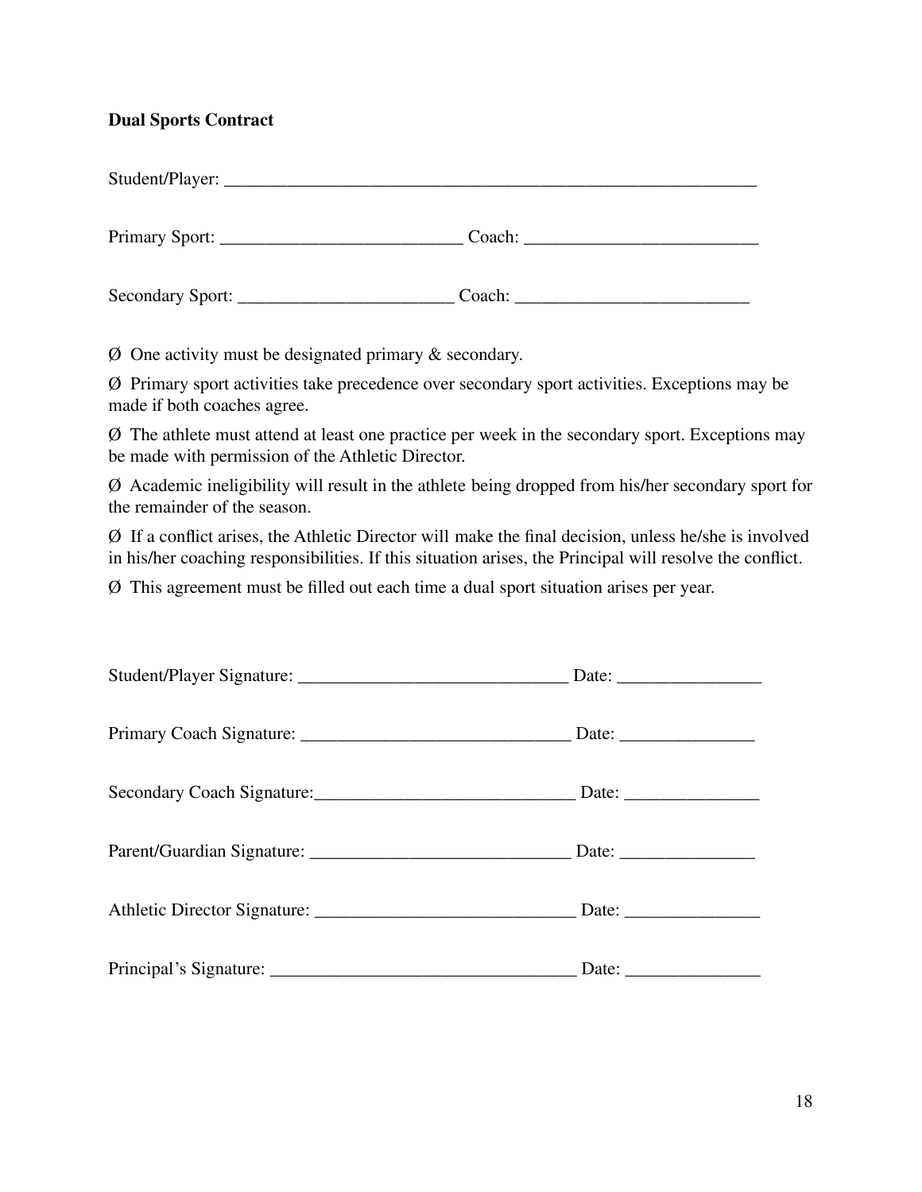**Dual Sports Contract**

Student/Player: ____________________________________________________________

Primary Sport: ___________________________ Coach: __________________________

Secondary Sport: ________________________ Coach: __________________________

Ø One activity must be designated primary & secondary.

Ø Primary sport activities take precedence over secondary sport activities. Exceptions may be made if both coaches agree.

Ø The athlete must attend at least one practice per week in the secondary sport. Exceptions may be made with permission of the Athletic Director.

Ø Academic ineligibility will result in the athlete being dropped from his/her secondary sport for the remainder of the season.

Ø If a conflict arises, the Athletic Director will make the final decision, unless he/she is involved in his/her coaching responsibilities. If this situation arises, the Principal will resolve the conflict.

Ø This agreement must be filled out each time a dual sport situation arises per year.

Student/Player Signature: ______________________________ Date: ________________

Primary Coach Signature: ______________________________ Date: _______________

Secondary Coach Signature:_____________________________ Date: _______________

Parent/Guardian Signature: _____________________________ Date: _______________

Athletic Director Signature: _____________________________ Date: _______________

Principal's Signature: __________________________________ Date: _______________